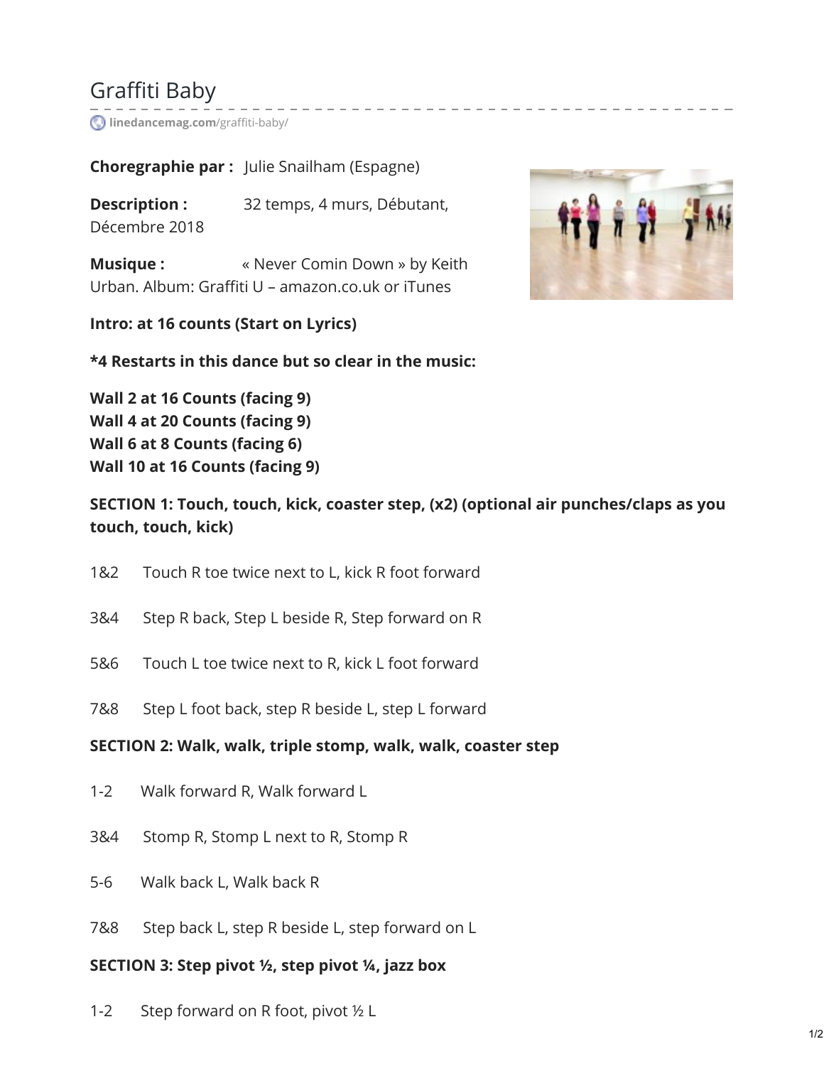# Graffiti Baby

linedancemag.com/graffiti-baby/

**Choregraphie par :** Julie Snailham (Espagne)

**Description :** 32 temps, 4 murs, Débutant, Décembre 2018

**Musique :** « Never Comin Down » by Keith Urban. Album: Graffiti U – amazon.co.uk or iTunes

**Intro: at 16 counts (Start on Lyrics)**

**\*4 Restarts in this dance but so clear in the music:**

**Wall 2 at 16 Counts (facing 9)**
**Wall 4 at 20 Counts (facing 9)**
**Wall 6 at 8 Counts (facing 6)**
**Wall 10 at 16 Counts (facing 9)**

**SECTION 1: Touch, touch, kick, coaster step, (x2) (optional air punches/claps as you touch, touch, kick)**

1&2 Touch R toe twice next to L, kick R foot forward

3&4 Step R back, Step L beside R, Step forward on R

5&6 Touch L toe twice next to R, kick L foot forward

7&8 Step L foot back, step R beside L, step L forward

**SECTION 2: Walk, walk, triple stomp, walk, walk, coaster step**

1-2 Walk forward R, Walk forward L

3&4 Stomp R, Stomp L next to R, Stomp R

5-6 Walk back L, Walk back R

7&8 Step back L, step R beside L, step forward on L

**SECTION 3: Step pivot ½, step pivot ¼, jazz box**

1-2 Step forward on R foot, pivot ½ L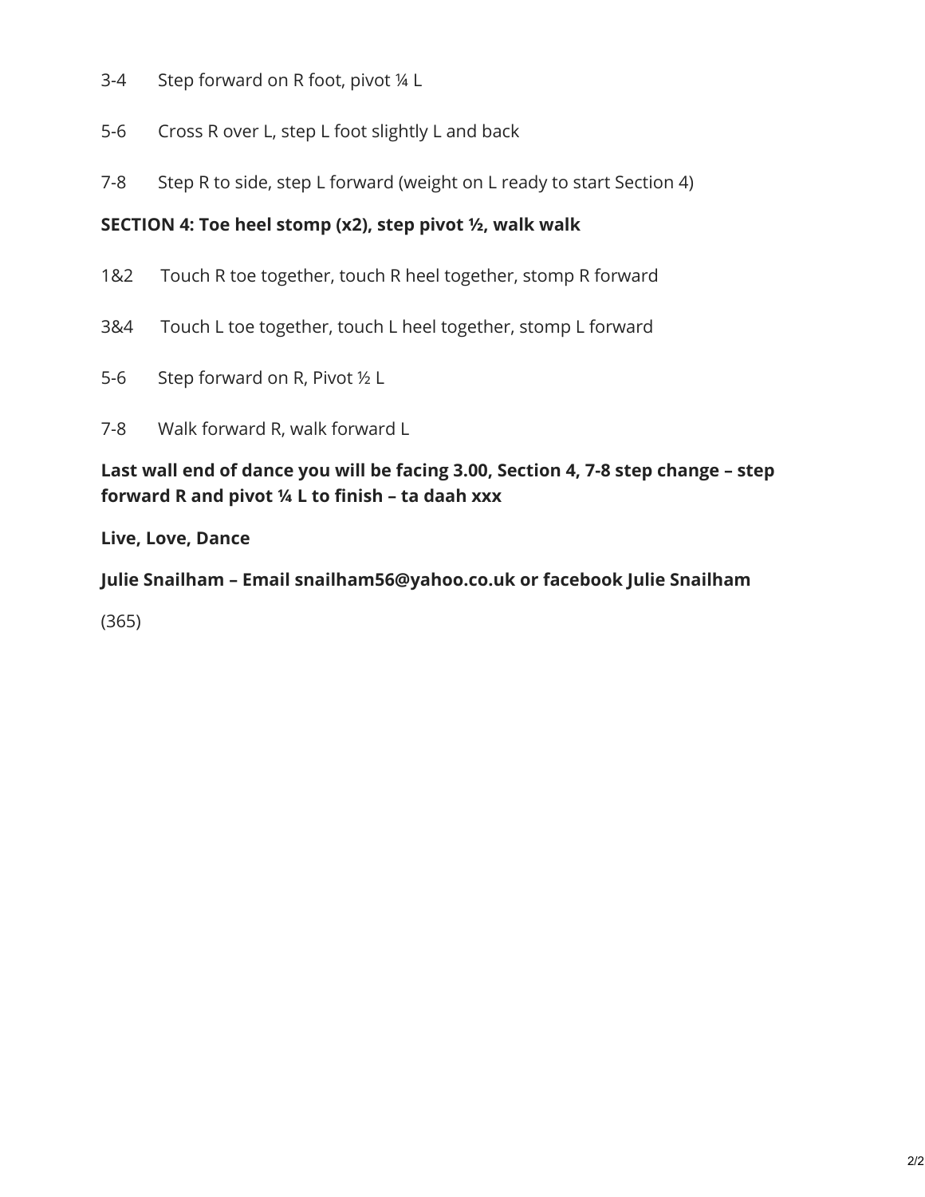3-4 Step forward on R foot, pivot ¼ L

5-6 Cross R over L, step L foot slightly L and back

7-8 Step R to side, step L forward (weight on L ready to start Section 4)

**SECTION 4: Toe heel stomp (x2), step pivot ½, walk walk**

1&2 Touch R toe together, touch R heel together, stomp R forward

3&4 Touch L toe together, touch L heel together, stomp L forward

5-6 Step forward on R, Pivot ½ L

7-8 Walk forward R, walk forward L

**Last wall end of dance you will be facing 3.00, Section 4, 7-8 step change – step forward R and pivot ¼ L to finish – ta daah xxx**

**Live, Love, Dance**

**Julie Snailham – Email snailham56@yahoo.co.uk or facebook Julie Snailham**

(365)